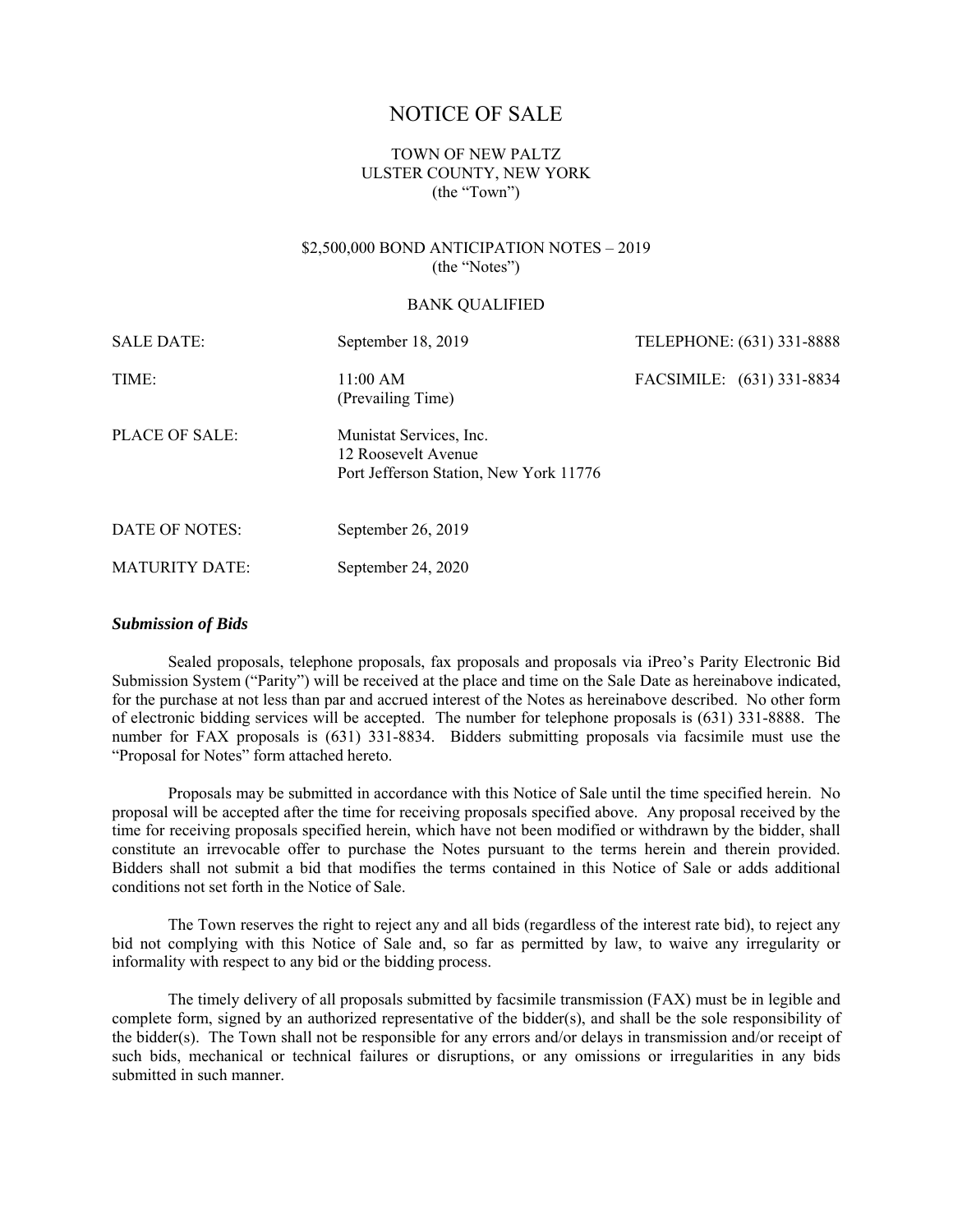# NOTICE OF SALE

TOWN OF NEW PALTZ
ULSTER COUNTY, NEW YORK
(the "Town")

$2,500,000 BOND ANTICIPATION NOTES – 2019
(the "Notes")

BANK QUALIFIED

| | | |
|---|---|---|
| SALE DATE: | September 18, 2019 | TELEPHONE: (631) 331-8888 |
| TIME: | 11:00 AM (Prevailing Time) | FACSIMILE: (631) 331-8834 |
| PLACE OF SALE: | Munistat Services, Inc.<br>12 Roosevelt Avenue<br>Port Jefferson Station, New York 11776 | |
| DATE OF NOTES: | September 26, 2019 | |
| MATURITY DATE: | September 24, 2020 | |

### *Submission of Bids*

Sealed proposals, telephone proposals, fax proposals and proposals via iPreo's Parity Electronic Bid Submission System ("Parity") will be received at the place and time on the Sale Date as hereinabove indicated, for the purchase at not less than par and accrued interest of the Notes as hereinabove described. No other form of electronic bidding services will be accepted. The number for telephone proposals is (631) 331-8888. The number for FAX proposals is (631) 331-8834. Bidders submitting proposals via facsimile must use the "Proposal for Notes" form attached hereto.

Proposals may be submitted in accordance with this Notice of Sale until the time specified herein. No proposal will be accepted after the time for receiving proposals specified above. Any proposal received by the time for receiving proposals specified herein, which have not been modified or withdrawn by the bidder, shall constitute an irrevocable offer to purchase the Notes pursuant to the terms herein and therein provided. Bidders shall not submit a bid that modifies the terms contained in this Notice of Sale or adds additional conditions not set forth in the Notice of Sale.

The Town reserves the right to reject any and all bids (regardless of the interest rate bid), to reject any bid not complying with this Notice of Sale and, so far as permitted by law, to waive any irregularity or informality with respect to any bid or the bidding process.

The timely delivery of all proposals submitted by facsimile transmission (FAX) must be in legible and complete form, signed by an authorized representative of the bidder(s), and shall be the sole responsibility of the bidder(s). The Town shall not be responsible for any errors and/or delays in transmission and/or receipt of such bids, mechanical or technical failures or disruptions, or any omissions or irregularities in any bids submitted in such manner.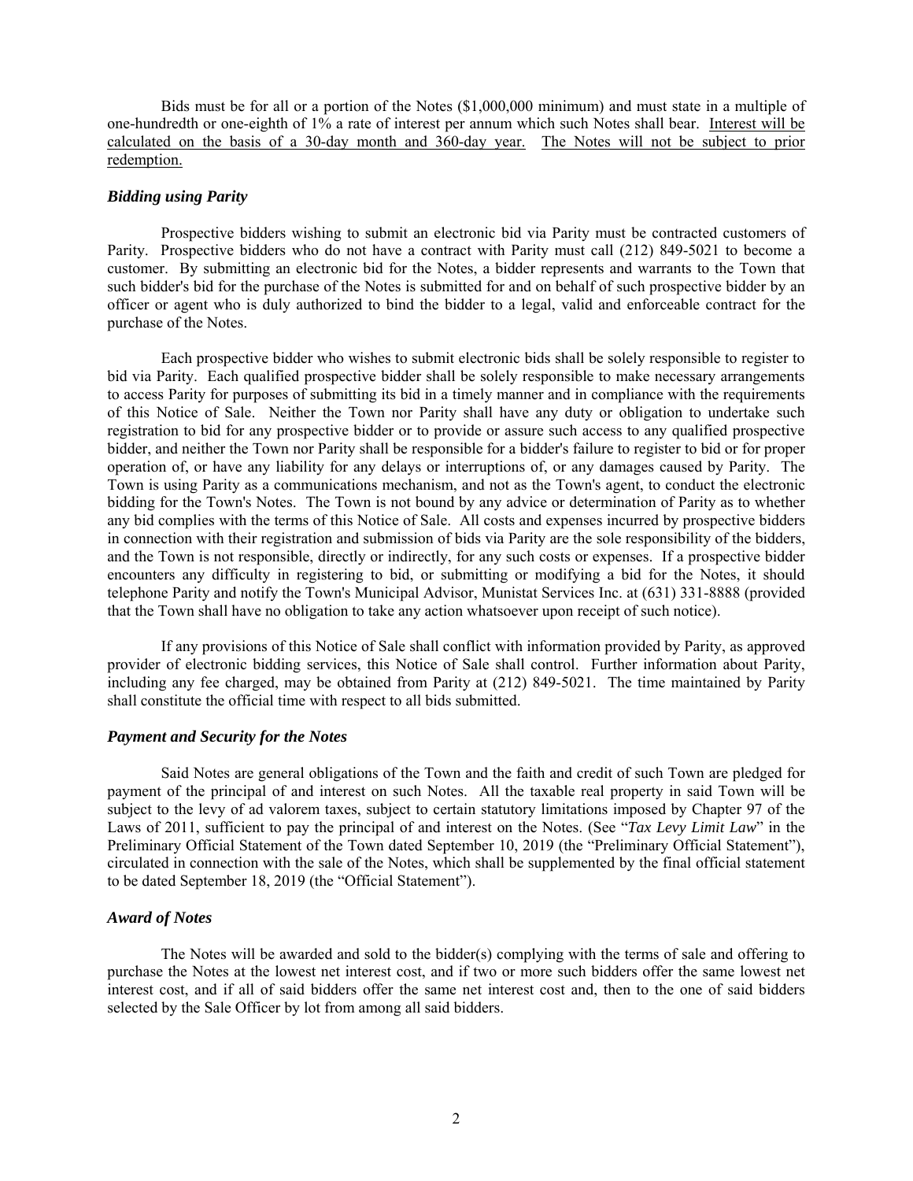Bids must be for all or a portion of the Notes ($1,000,000 minimum) and must state in a multiple of one-hundredth or one-eighth of 1% a rate of interest per annum which such Notes shall bear. Interest will be calculated on the basis of a 30-day month and 360-day year. The Notes will not be subject to prior redemption.

### *Bidding using Parity*

Prospective bidders wishing to submit an electronic bid via Parity must be contracted customers of Parity. Prospective bidders who do not have a contract with Parity must call (212) 849-5021 to become a customer. By submitting an electronic bid for the Notes, a bidder represents and warrants to the Town that such bidder's bid for the purchase of the Notes is submitted for and on behalf of such prospective bidder by an officer or agent who is duly authorized to bind the bidder to a legal, valid and enforceable contract for the purchase of the Notes.

Each prospective bidder who wishes to submit electronic bids shall be solely responsible to register to bid via Parity. Each qualified prospective bidder shall be solely responsible to make necessary arrangements to access Parity for purposes of submitting its bid in a timely manner and in compliance with the requirements of this Notice of Sale. Neither the Town nor Parity shall have any duty or obligation to undertake such registration to bid for any prospective bidder or to provide or assure such access to any qualified prospective bidder, and neither the Town nor Parity shall be responsible for a bidder's failure to register to bid or for proper operation of, or have any liability for any delays or interruptions of, or any damages caused by Parity. The Town is using Parity as a communications mechanism, and not as the Town's agent, to conduct the electronic bidding for the Town's Notes. The Town is not bound by any advice or determination of Parity as to whether any bid complies with the terms of this Notice of Sale. All costs and expenses incurred by prospective bidders in connection with their registration and submission of bids via Parity are the sole responsibility of the bidders, and the Town is not responsible, directly or indirectly, for any such costs or expenses. If a prospective bidder encounters any difficulty in registering to bid, or submitting or modifying a bid for the Notes, it should telephone Parity and notify the Town's Municipal Advisor, Munistat Services Inc. at (631) 331-8888 (provided that the Town shall have no obligation to take any action whatsoever upon receipt of such notice).

If any provisions of this Notice of Sale shall conflict with information provided by Parity, as approved provider of electronic bidding services, this Notice of Sale shall control. Further information about Parity, including any fee charged, may be obtained from Parity at (212) 849-5021. The time maintained by Parity shall constitute the official time with respect to all bids submitted.

### *Payment and Security for the Notes*

Said Notes are general obligations of the Town and the faith and credit of such Town are pledged for payment of the principal of and interest on such Notes. All the taxable real property in said Town will be subject to the levy of ad valorem taxes, subject to certain statutory limitations imposed by Chapter 97 of the Laws of 2011, sufficient to pay the principal of and interest on the Notes. (See "*Tax Levy Limit Law*" in the Preliminary Official Statement of the Town dated September 10, 2019 (the "Preliminary Official Statement"), circulated in connection with the sale of the Notes, which shall be supplemented by the final official statement to be dated September 18, 2019 (the "Official Statement").

### *Award of Notes*

The Notes will be awarded and sold to the bidder(s) complying with the terms of sale and offering to purchase the Notes at the lowest net interest cost, and if two or more such bidders offer the same lowest net interest cost, and if all of said bidders offer the same net interest cost and, then to the one of said bidders selected by the Sale Officer by lot from among all said bidders.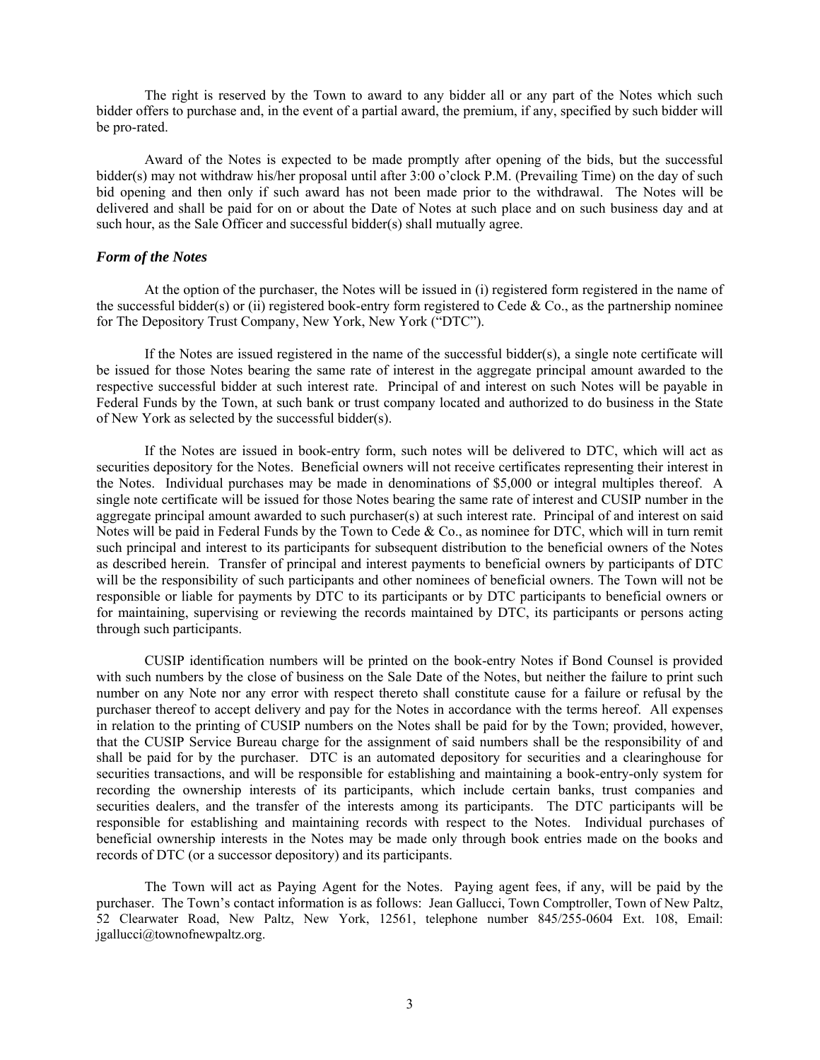The right is reserved by the Town to award to any bidder all or any part of the Notes which such bidder offers to purchase and, in the event of a partial award, the premium, if any, specified by such bidder will be pro-rated.

Award of the Notes is expected to be made promptly after opening of the bids, but the successful bidder(s) may not withdraw his/her proposal until after 3:00 o'clock P.M. (Prevailing Time) on the day of such bid opening and then only if such award has not been made prior to the withdrawal. The Notes will be delivered and shall be paid for on or about the Date of Notes at such place and on such business day and at such hour, as the Sale Officer and successful bidder(s) shall mutually agree.

### *Form of the Notes*

At the option of the purchaser, the Notes will be issued in (i) registered form registered in the name of the successful bidder(s) or (ii) registered book-entry form registered to Cede & Co., as the partnership nominee for The Depository Trust Company, New York, New York ("DTC").

If the Notes are issued registered in the name of the successful bidder(s), a single note certificate will be issued for those Notes bearing the same rate of interest in the aggregate principal amount awarded to the respective successful bidder at such interest rate. Principal of and interest on such Notes will be payable in Federal Funds by the Town, at such bank or trust company located and authorized to do business in the State of New York as selected by the successful bidder(s).

If the Notes are issued in book-entry form, such notes will be delivered to DTC, which will act as securities depository for the Notes. Beneficial owners will not receive certificates representing their interest in the Notes. Individual purchases may be made in denominations of $5,000 or integral multiples thereof. A single note certificate will be issued for those Notes bearing the same rate of interest and CUSIP number in the aggregate principal amount awarded to such purchaser(s) at such interest rate. Principal of and interest on said Notes will be paid in Federal Funds by the Town to Cede & Co., as nominee for DTC, which will in turn remit such principal and interest to its participants for subsequent distribution to the beneficial owners of the Notes as described herein. Transfer of principal and interest payments to beneficial owners by participants of DTC will be the responsibility of such participants and other nominees of beneficial owners. The Town will not be responsible or liable for payments by DTC to its participants or by DTC participants to beneficial owners or for maintaining, supervising or reviewing the records maintained by DTC, its participants or persons acting through such participants.

CUSIP identification numbers will be printed on the book-entry Notes if Bond Counsel is provided with such numbers by the close of business on the Sale Date of the Notes, but neither the failure to print such number on any Note nor any error with respect thereto shall constitute cause for a failure or refusal by the purchaser thereof to accept delivery and pay for the Notes in accordance with the terms hereof. All expenses in relation to the printing of CUSIP numbers on the Notes shall be paid for by the Town; provided, however, that the CUSIP Service Bureau charge for the assignment of said numbers shall be the responsibility of and shall be paid for by the purchaser. DTC is an automated depository for securities and a clearinghouse for securities transactions, and will be responsible for establishing and maintaining a book-entry-only system for recording the ownership interests of its participants, which include certain banks, trust companies and securities dealers, and the transfer of the interests among its participants. The DTC participants will be responsible for establishing and maintaining records with respect to the Notes. Individual purchases of beneficial ownership interests in the Notes may be made only through book entries made on the books and records of DTC (or a successor depository) and its participants.

The Town will act as Paying Agent for the Notes. Paying agent fees, if any, will be paid by the purchaser. The Town's contact information is as follows: Jean Gallucci, Town Comptroller, Town of New Paltz, 52 Clearwater Road, New Paltz, New York, 12561, telephone number 845/255-0604 Ext. 108, Email: jgallucci@townofnewpaltz.org.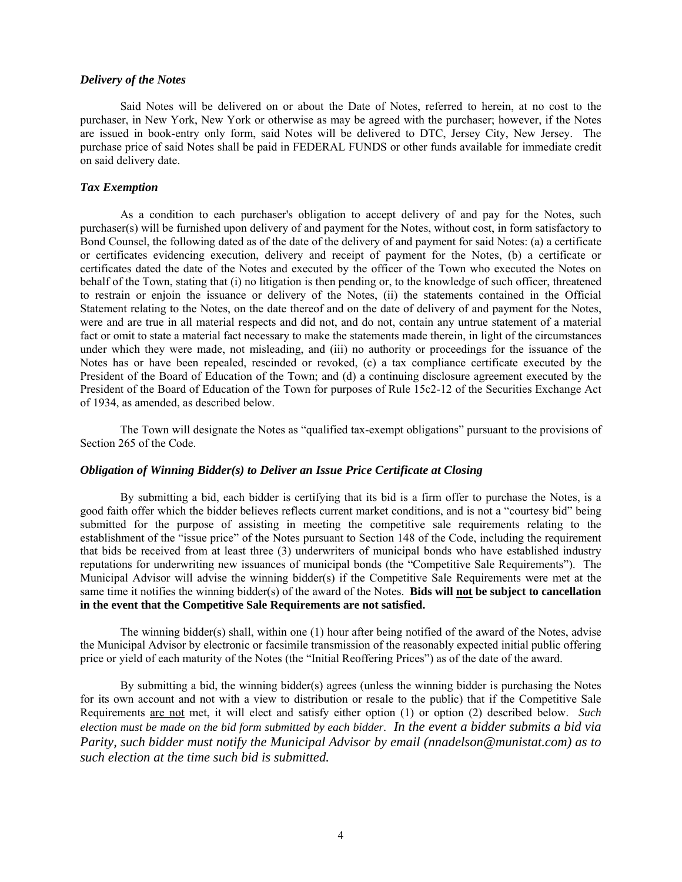***Delivery of the Notes***

Said Notes will be delivered on or about the Date of Notes, referred to herein, at no cost to the purchaser, in New York, New York or otherwise as may be agreed with the purchaser; however, if the Notes are issued in book-entry only form, said Notes will be delivered to DTC, Jersey City, New Jersey. The purchase price of said Notes shall be paid in FEDERAL FUNDS or other funds available for immediate credit on said delivery date.

***Tax Exemption***

As a condition to each purchaser's obligation to accept delivery of and pay for the Notes, such purchaser(s) will be furnished upon delivery of and payment for the Notes, without cost, in form satisfactory to Bond Counsel, the following dated as of the date of the delivery of and payment for said Notes: (a) a certificate or certificates evidencing execution, delivery and receipt of payment for the Notes, (b) a certificate or certificates dated the date of the Notes and executed by the officer of the Town who executed the Notes on behalf of the Town, stating that (i) no litigation is then pending or, to the knowledge of such officer, threatened to restrain or enjoin the issuance or delivery of the Notes, (ii) the statements contained in the Official Statement relating to the Notes, on the date thereof and on the date of delivery of and payment for the Notes, were and are true in all material respects and did not, and do not, contain any untrue statement of a material fact or omit to state a material fact necessary to make the statements made therein, in light of the circumstances under which they were made, not misleading, and (iii) no authority or proceedings for the issuance of the Notes has or have been repealed, rescinded or revoked, (c) a tax compliance certificate executed by the President of the Board of Education of the Town; and (d) a continuing disclosure agreement executed by the President of the Board of Education of the Town for purposes of Rule 15c2-12 of the Securities Exchange Act of 1934, as amended, as described below.

The Town will designate the Notes as "qualified tax-exempt obligations" pursuant to the provisions of Section 265 of the Code.

***Obligation of Winning Bidder(s) to Deliver an Issue Price Certificate at Closing***

By submitting a bid, each bidder is certifying that its bid is a firm offer to purchase the Notes, is a good faith offer which the bidder believes reflects current market conditions, and is not a "courtesy bid" being submitted for the purpose of assisting in meeting the competitive sale requirements relating to the establishment of the "issue price" of the Notes pursuant to Section 148 of the Code, including the requirement that bids be received from at least three (3) underwriters of municipal bonds who have established industry reputations for underwriting new issuances of municipal bonds (the "Competitive Sale Requirements"). The Municipal Advisor will advise the winning bidder(s) if the Competitive Sale Requirements were met at the same time it notifies the winning bidder(s) of the award of the Notes. **Bids will <u>not</u> be subject to cancellation in the event that the Competitive Sale Requirements are not satisfied.**

The winning bidder(s) shall, within one (1) hour after being notified of the award of the Notes, advise the Municipal Advisor by electronic or facsimile transmission of the reasonably expected initial public offering price or yield of each maturity of the Notes (the "Initial Reoffering Prices") as of the date of the award.

By submitting a bid, the winning bidder(s) agrees (unless the winning bidder is purchasing the Notes for its own account and not with a view to distribution or resale to the public) that if the Competitive Sale Requirements <u>are not</u> met, it will elect and satisfy either option (1) or option (2) described below. *Such election must be made on the bid form submitted by each bidder. In the event a bidder submits a bid via Parity, such bidder must notify the Municipal Advisor by email (nnadelson@munistat.com) as to such election at the time such bid is submitted.*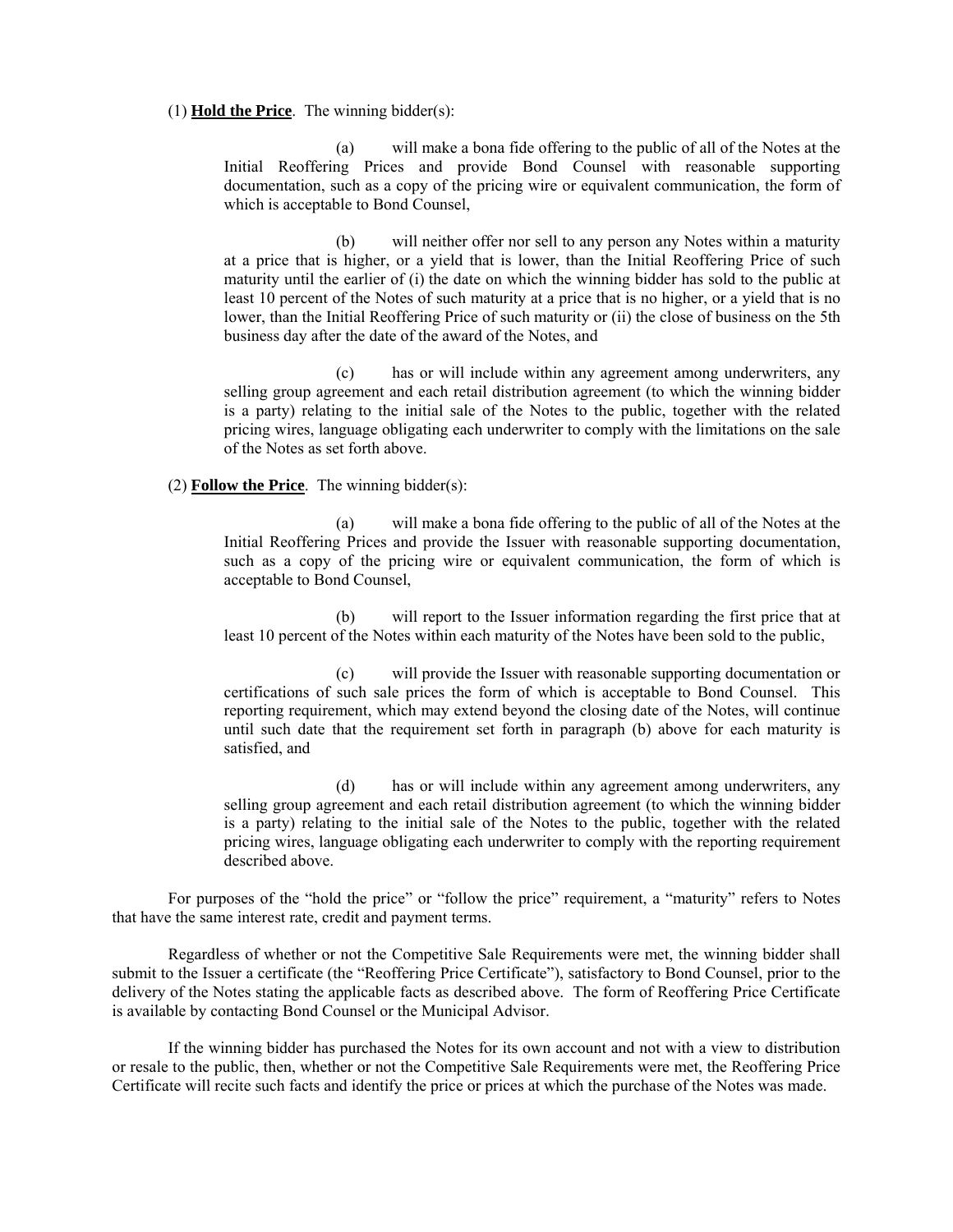(1) **Hold the Price**. The winning bidder(s):

(a) will make a bona fide offering to the public of all of the Notes at the Initial Reoffering Prices and provide Bond Counsel with reasonable supporting documentation, such as a copy of the pricing wire or equivalent communication, the form of which is acceptable to Bond Counsel,

(b) will neither offer nor sell to any person any Notes within a maturity at a price that is higher, or a yield that is lower, than the Initial Reoffering Price of such maturity until the earlier of (i) the date on which the winning bidder has sold to the public at least 10 percent of the Notes of such maturity at a price that is no higher, or a yield that is no lower, than the Initial Reoffering Price of such maturity or (ii) the close of business on the 5th business day after the date of the award of the Notes, and

(c) has or will include within any agreement among underwriters, any selling group agreement and each retail distribution agreement (to which the winning bidder is a party) relating to the initial sale of the Notes to the public, together with the related pricing wires, language obligating each underwriter to comply with the limitations on the sale of the Notes as set forth above.

(2) **Follow the Price**. The winning bidder(s):

(a) will make a bona fide offering to the public of all of the Notes at the Initial Reoffering Prices and provide the Issuer with reasonable supporting documentation, such as a copy of the pricing wire or equivalent communication, the form of which is acceptable to Bond Counsel,

(b) will report to the Issuer information regarding the first price that at least 10 percent of the Notes within each maturity of the Notes have been sold to the public,

(c) will provide the Issuer with reasonable supporting documentation or certifications of such sale prices the form of which is acceptable to Bond Counsel. This reporting requirement, which may extend beyond the closing date of the Notes, will continue until such date that the requirement set forth in paragraph (b) above for each maturity is satisfied, and

(d) has or will include within any agreement among underwriters, any selling group agreement and each retail distribution agreement (to which the winning bidder is a party) relating to the initial sale of the Notes to the public, together with the related pricing wires, language obligating each underwriter to comply with the reporting requirement described above.

For purposes of the "hold the price" or "follow the price" requirement, a "maturity" refers to Notes that have the same interest rate, credit and payment terms.

Regardless of whether or not the Competitive Sale Requirements were met, the winning bidder shall submit to the Issuer a certificate (the "Reoffering Price Certificate"), satisfactory to Bond Counsel, prior to the delivery of the Notes stating the applicable facts as described above. The form of Reoffering Price Certificate is available by contacting Bond Counsel or the Municipal Advisor.

If the winning bidder has purchased the Notes for its own account and not with a view to distribution or resale to the public, then, whether or not the Competitive Sale Requirements were met, the Reoffering Price Certificate will recite such facts and identify the price or prices at which the purchase of the Notes was made.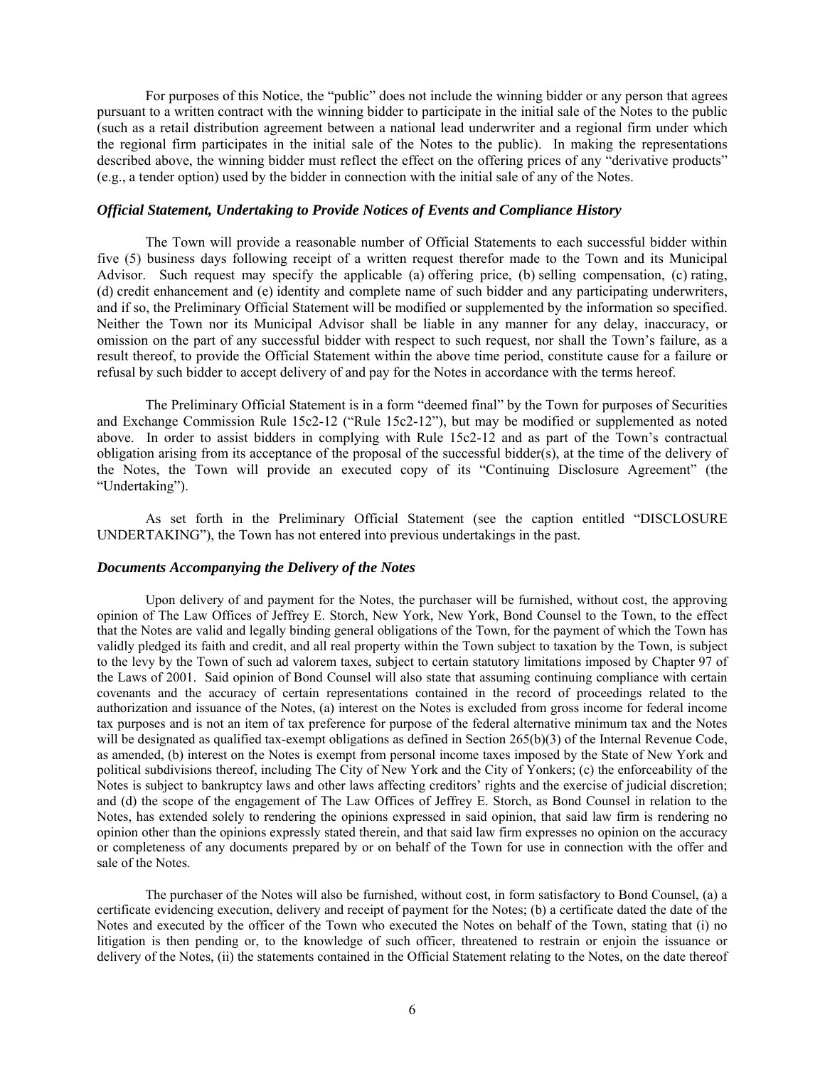For purposes of this Notice, the "public" does not include the winning bidder or any person that agrees pursuant to a written contract with the winning bidder to participate in the initial sale of the Notes to the public (such as a retail distribution agreement between a national lead underwriter and a regional firm under which the regional firm participates in the initial sale of the Notes to the public). In making the representations described above, the winning bidder must reflect the effect on the offering prices of any "derivative products" (e.g., a tender option) used by the bidder in connection with the initial sale of any of the Notes.

### *Official Statement, Undertaking to Provide Notices of Events and Compliance History*

The Town will provide a reasonable number of Official Statements to each successful bidder within five (5) business days following receipt of a written request therefor made to the Town and its Municipal Advisor. Such request may specify the applicable (a) offering price, (b) selling compensation, (c) rating, (d) credit enhancement and (e) identity and complete name of such bidder and any participating underwriters, and if so, the Preliminary Official Statement will be modified or supplemented by the information so specified. Neither the Town nor its Municipal Advisor shall be liable in any manner for any delay, inaccuracy, or omission on the part of any successful bidder with respect to such request, nor shall the Town's failure, as a result thereof, to provide the Official Statement within the above time period, constitute cause for a failure or refusal by such bidder to accept delivery of and pay for the Notes in accordance with the terms hereof.

The Preliminary Official Statement is in a form "deemed final" by the Town for purposes of Securities and Exchange Commission Rule 15c2-12 ("Rule 15c2-12"), but may be modified or supplemented as noted above. In order to assist bidders in complying with Rule 15c2-12 and as part of the Town's contractual obligation arising from its acceptance of the proposal of the successful bidder(s), at the time of the delivery of the Notes, the Town will provide an executed copy of its "Continuing Disclosure Agreement" (the "Undertaking").

As set forth in the Preliminary Official Statement (see the caption entitled "DISCLOSURE UNDERTAKING"), the Town has not entered into previous undertakings in the past.

### *Documents Accompanying the Delivery of the Notes*

Upon delivery of and payment for the Notes, the purchaser will be furnished, without cost, the approving opinion of The Law Offices of Jeffrey E. Storch, New York, New York, Bond Counsel to the Town, to the effect that the Notes are valid and legally binding general obligations of the Town, for the payment of which the Town has validly pledged its faith and credit, and all real property within the Town subject to taxation by the Town, is subject to the levy by the Town of such ad valorem taxes, subject to certain statutory limitations imposed by Chapter 97 of the Laws of 2001. Said opinion of Bond Counsel will also state that assuming continuing compliance with certain covenants and the accuracy of certain representations contained in the record of proceedings related to the authorization and issuance of the Notes, (a) interest on the Notes is excluded from gross income for federal income tax purposes and is not an item of tax preference for purpose of the federal alternative minimum tax and the Notes will be designated as qualified tax-exempt obligations as defined in Section 265(b)(3) of the Internal Revenue Code, as amended, (b) interest on the Notes is exempt from personal income taxes imposed by the State of New York and political subdivisions thereof, including The City of New York and the City of Yonkers; (c) the enforceability of the Notes is subject to bankruptcy laws and other laws affecting creditors' rights and the exercise of judicial discretion; and (d) the scope of the engagement of The Law Offices of Jeffrey E. Storch, as Bond Counsel in relation to the Notes, has extended solely to rendering the opinions expressed in said opinion, that said law firm is rendering no opinion other than the opinions expressly stated therein, and that said law firm expresses no opinion on the accuracy or completeness of any documents prepared by or on behalf of the Town for use in connection with the offer and sale of the Notes.

The purchaser of the Notes will also be furnished, without cost, in form satisfactory to Bond Counsel, (a) a certificate evidencing execution, delivery and receipt of payment for the Notes; (b) a certificate dated the date of the Notes and executed by the officer of the Town who executed the Notes on behalf of the Town, stating that (i) no litigation is then pending or, to the knowledge of such officer, threatened to restrain or enjoin the issuance or delivery of the Notes, (ii) the statements contained in the Official Statement relating to the Notes, on the date thereof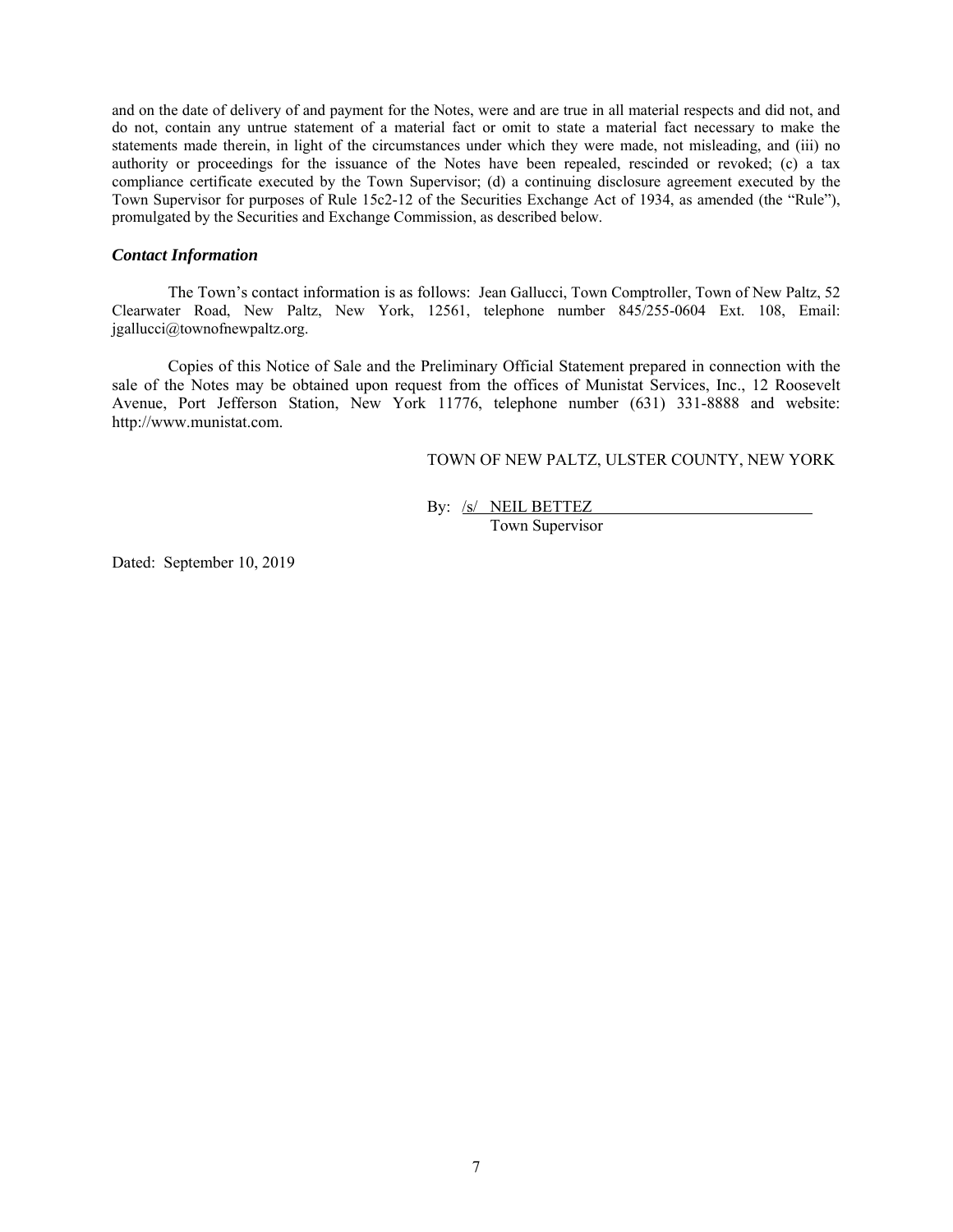and on the date of delivery of and payment for the Notes, were and are true in all material respects and did not, and do not, contain any untrue statement of a material fact or omit to state a material fact necessary to make the statements made therein, in light of the circumstances under which they were made, not misleading, and (iii) no authority or proceedings for the issuance of the Notes have been repealed, rescinded or revoked; (c) a tax compliance certificate executed by the Town Supervisor; (d) a continuing disclosure agreement executed by the Town Supervisor for purposes of Rule 15c2-12 of the Securities Exchange Act of 1934, as amended (the "Rule"), promulgated by the Securities and Exchange Commission, as described below.

### *Contact Information*

The Town's contact information is as follows: Jean Gallucci, Town Comptroller, Town of New Paltz, 52 Clearwater Road, New Paltz, New York, 12561, telephone number 845/255-0604 Ext. 108, Email: jgallucci@townofnewpaltz.org.

Copies of this Notice of Sale and the Preliminary Official Statement prepared in connection with the sale of the Notes may be obtained upon request from the offices of Munistat Services, Inc., 12 Roosevelt Avenue, Port Jefferson Station, New York 11776, telephone number (631) 331-8888 and website: http://www.munistat.com.

TOWN OF NEW PALTZ, ULSTER COUNTY, NEW YORK

By: /s/ NEIL BETTEZ
Town Supervisor

Dated: September 10, 2019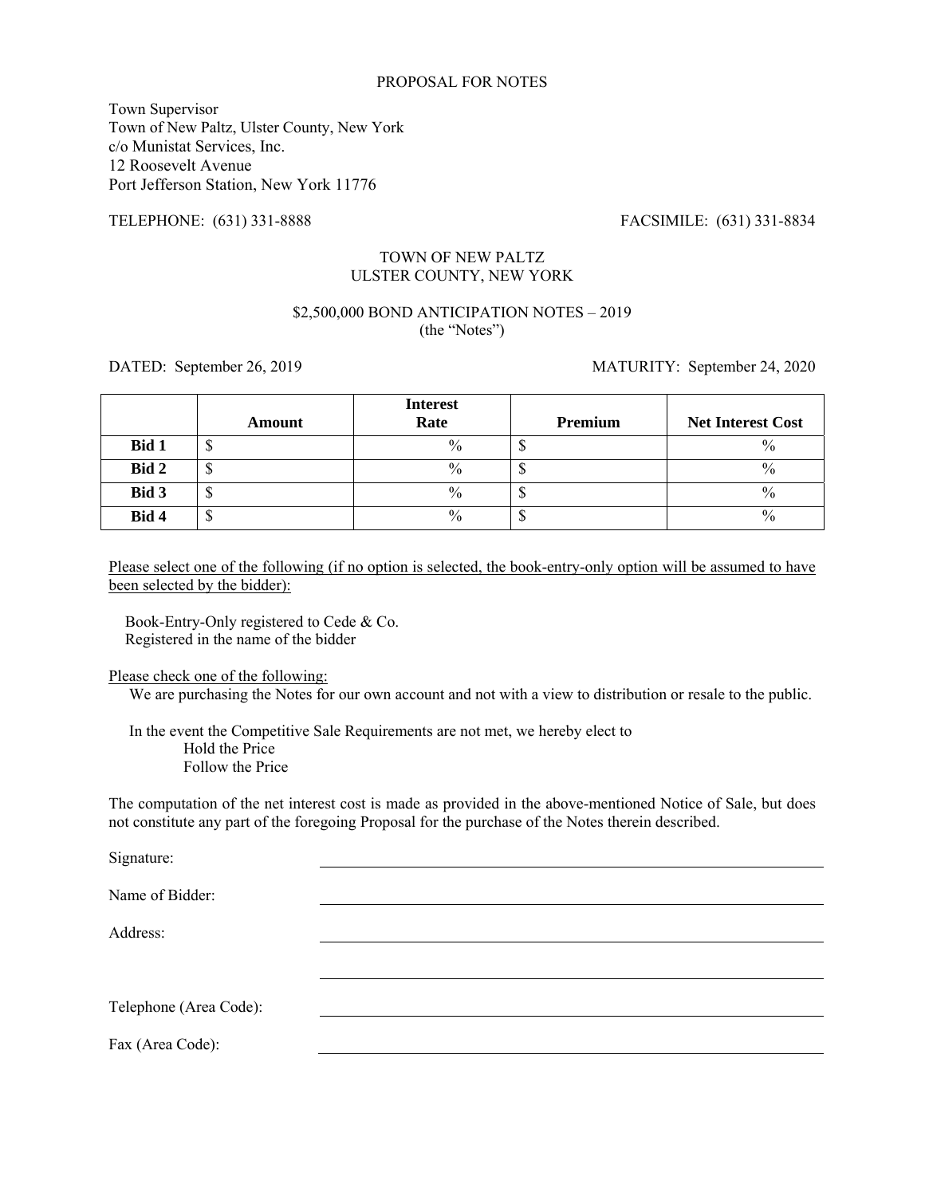# PROPOSAL FOR NOTES

Town Supervisor
Town of New Paltz, Ulster County, New York
c/o Munistat Services, Inc.
12 Roosevelt Avenue
Port Jefferson Station, New York 11776

TELEPHONE: (631) 331-8888 FACSIMILE: (631) 331-8834

## TOWN OF NEW PALTZ
## ULSTER COUNTY, NEW YORK

## \$2,500,000 BOND ANTICIPATION NOTES – 2019
(the "Notes")

DATED: September 26, 2019 MATURITY: September 24, 2020

| | Amount | Interest Rate | Premium | Net Interest Cost |
|---|---|---|---|---|
| **Bid 1** | $ | % | $ | % |
| **Bid 2** | $ | % | $ | % |
| **Bid 3** | $ | % | $ | % |
| **Bid 4** | $ | % | $ | % |

Please select one of the following (if no option is selected, the book-entry-only option will be assumed to have been selected by the bidder):

Book-Entry-Only registered to Cede & Co.
Registered in the name of the bidder

Please check one of the following:

We are purchasing the Notes for our own account and not with a view to distribution or resale to the public.

In the event the Competitive Sale Requirements are not met, we hereby elect to
Hold the Price
Follow the Price

The computation of the net interest cost is made as provided in the above-mentioned Notice of Sale, but does not constitute any part of the foregoing Proposal for the purchase of the Notes therein described.

Signature: \_\_\_\_\_\_\_\_\_\_\_\_\_\_\_\_\_\_\_\_\_\_\_\_\_\_\_\_\_\_

Name of Bidder: \_\_\_\_\_\_\_\_\_\_\_\_\_\_\_\_\_\_\_\_\_\_\_\_\_\_\_\_\_\_

Address: \_\_\_\_\_\_\_\_\_\_\_\_\_\_\_\_\_\_\_\_\_\_\_\_\_\_\_\_\_\_

\_\_\_\_\_\_\_\_\_\_\_\_\_\_\_\_\_\_\_\_\_\_\_\_\_\_\_\_\_\_

Telephone (Area Code): \_\_\_\_\_\_\_\_\_\_\_\_\_\_\_\_\_\_\_\_\_\_\_\_\_\_\_\_\_\_

Fax (Area Code): \_\_\_\_\_\_\_\_\_\_\_\_\_\_\_\_\_\_\_\_\_\_\_\_\_\_\_\_\_\_